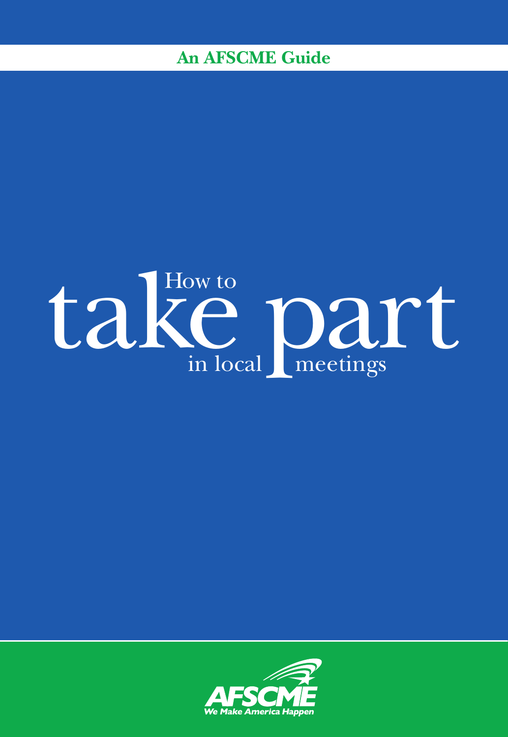**An AFSCME Guide**

# How to take part in local meetings

AFSCME

*We Make America Happen*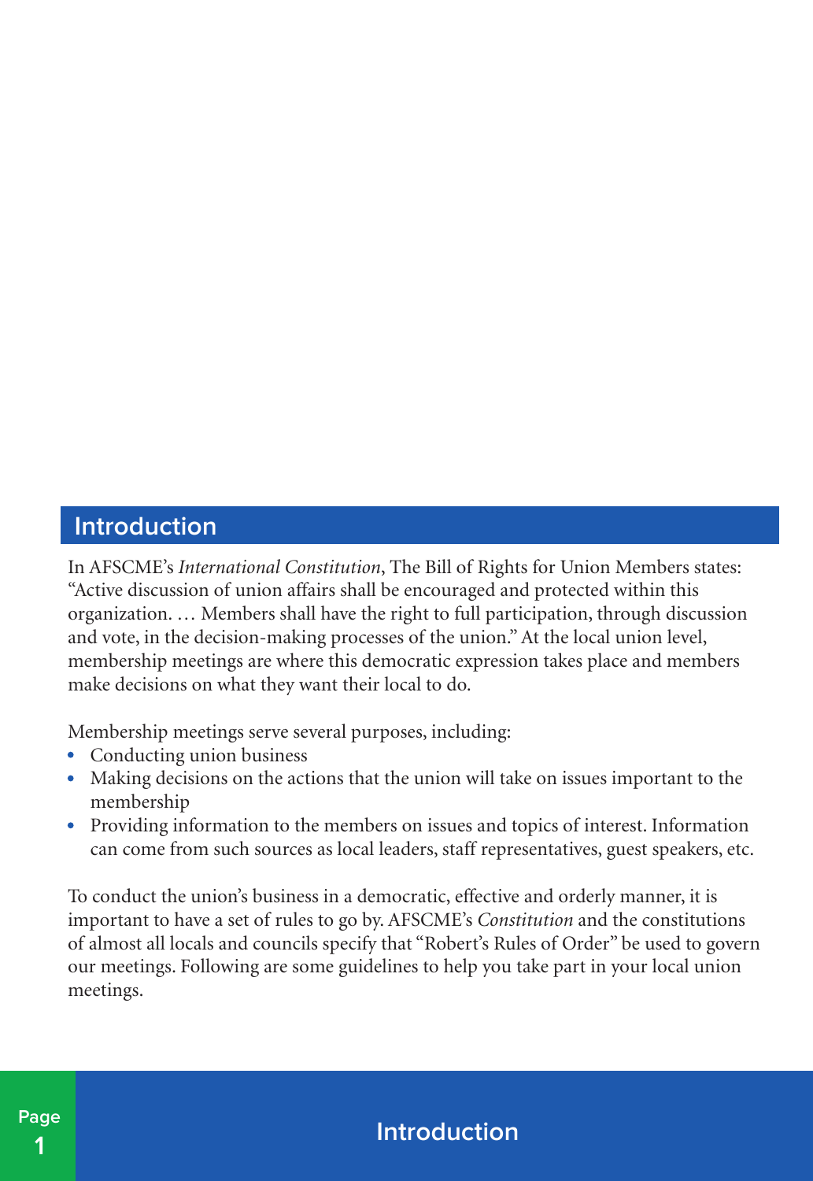## Introduction

In AFSCME's *International Constitution*, The Bill of Rights for Union Members states: "Active discussion of union affairs shall be encouraged and protected within this organization. … Members shall have the right to full participation, through discussion and vote, in the decision-making processes of the union." At the local union level, membership meetings are where this democratic expression takes place and members make decisions on what they want their local to do.

Membership meetings serve several purposes, including:

- Conducting union business
- Making decisions on the actions that the union will take on issues important to the membership
- Providing information to the members on issues and topics of interest. Information can come from such sources as local leaders, staff representatives, guest speakers, etc.

To conduct the union's business in a democratic, effective and orderly manner, it is important to have a set of rules to go by. AFSCME's *Constitution* and the constitutions of almost all locals and councils specify that "Robert's Rules of Order" be used to govern our meetings. Following are some guidelines to help you take part in your local union meetings.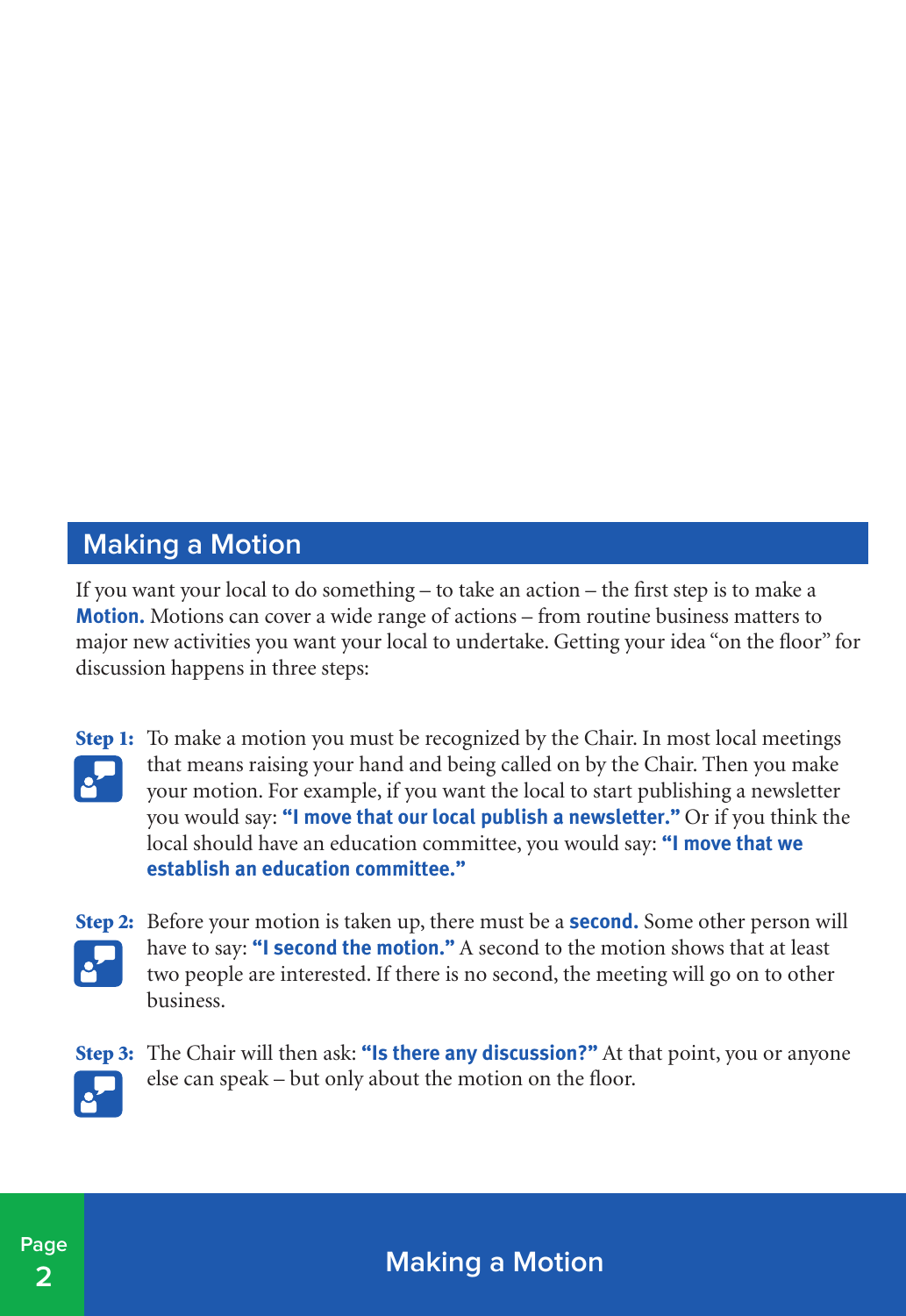## Making a Motion

If you want your local to do something – to take an action – the first step is to make a **Motion.** Motions can cover a wide range of actions – from routine business matters to major new activities you want your local to undertake. Getting your idea "on the floor" for discussion happens in three steps:

**Step 1:** To make a motion you must be recognized by the Chair. In most local meetings that means raising your hand and being called on by the Chair. Then you make your motion. For example, if you want the local to start publishing a newsletter you would say: **"I move that our local publish a newsletter."** Or if you think the local should have an education committee, you would say: **"I move that we establish an education committee."**

**Step 2:** Before your motion is taken up, there must be a **second.** Some other person will have to say: **"I second the motion."** A second to the motion shows that at least two people are interested. If there is no second, the meeting will go on to other business.

**Step 3:** The Chair will then ask: **"Is there any discussion?"** At that point, you or anyone else can speak – but only about the motion on the floor.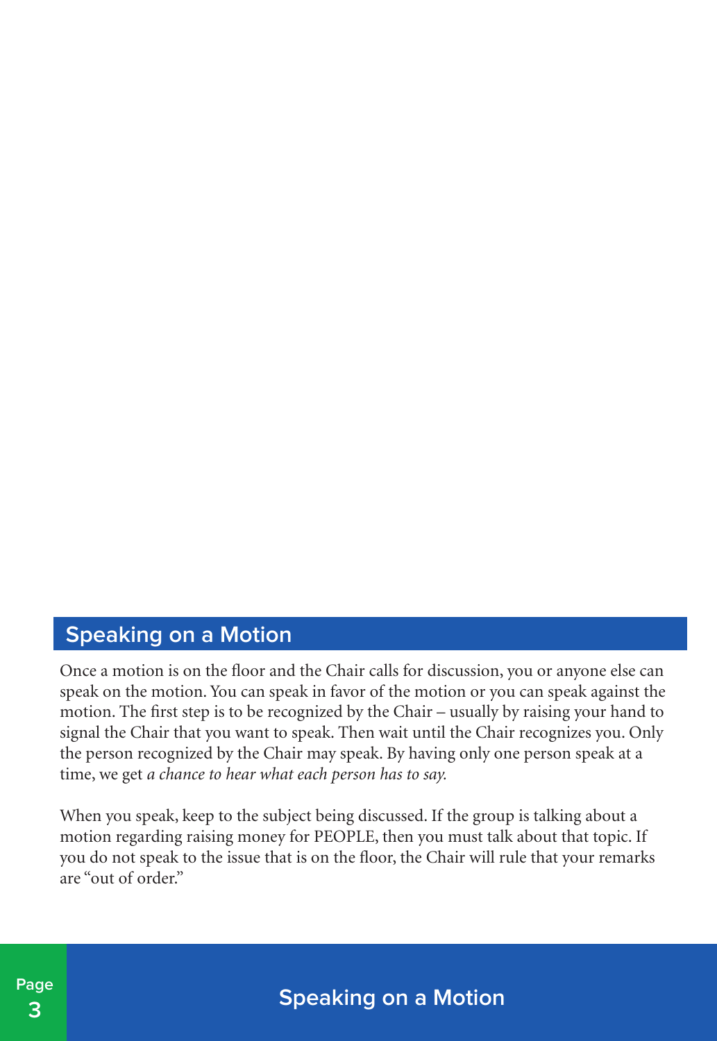## Speaking on a Motion

Once a motion is on the floor and the Chair calls for discussion, you or anyone else can speak on the motion. You can speak in favor of the motion or you can speak against the motion. The first step is to be recognized by the Chair – usually by raising your hand to signal the Chair that you want to speak. Then wait until the Chair recognizes you. Only the person recognized by the Chair may speak. By having only one person speak at a time, we get *a chance to hear what each person has to say.*

When you speak, keep to the subject being discussed. If the group is talking about a motion regarding raising money for PEOPLE, then you must talk about that topic. If you do not speak to the issue that is on the floor, the Chair will rule that your remarks are "out of order."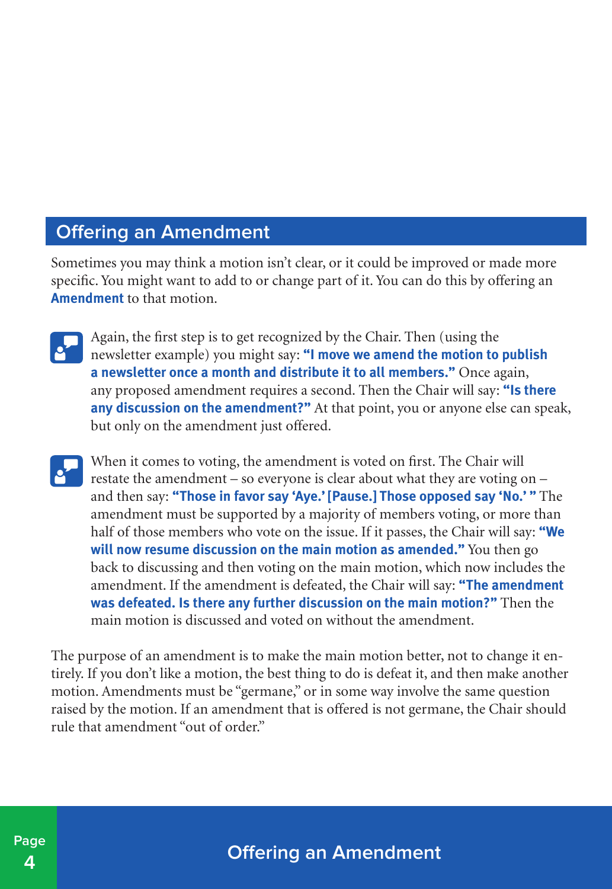## Offering an Amendment

Sometimes you may think a motion isn't clear, or it could be improved or made more specific. You might want to add to or change part of it. You can do this by offering an **Amendment** to that motion.

Again, the first step is to get recognized by the Chair. Then (using the newsletter example) you might say: **"I move we amend the motion to publish a newsletter once a month and distribute it to all members."** Once again, any proposed amendment requires a second. Then the Chair will say: **"Is there any discussion on the amendment?"** At that point, you or anyone else can speak, but only on the amendment just offered.

When it comes to voting, the amendment is voted on first. The Chair will restate the amendment – so everyone is clear about what they are voting on – and then say: **"Those in favor say 'Aye.' [Pause.] Those opposed say 'No.' "** The amendment must be supported by a majority of members voting, or more than half of those members who vote on the issue. If it passes, the Chair will say: **"We will now resume discussion on the main motion as amended."** You then go back to discussing and then voting on the main motion, which now includes the amendment. If the amendment is defeated, the Chair will say: **"The amendment was defeated. Is there any further discussion on the main motion?"** Then the main motion is discussed and voted on without the amendment.

The purpose of an amendment is to make the main motion better, not to change it entirely. If you don't like a motion, the best thing to do is defeat it, and then make another motion. Amendments must be "germane," or in some way involve the same question raised by the motion. If an amendment that is offered is not germane, the Chair should rule that amendment "out of order."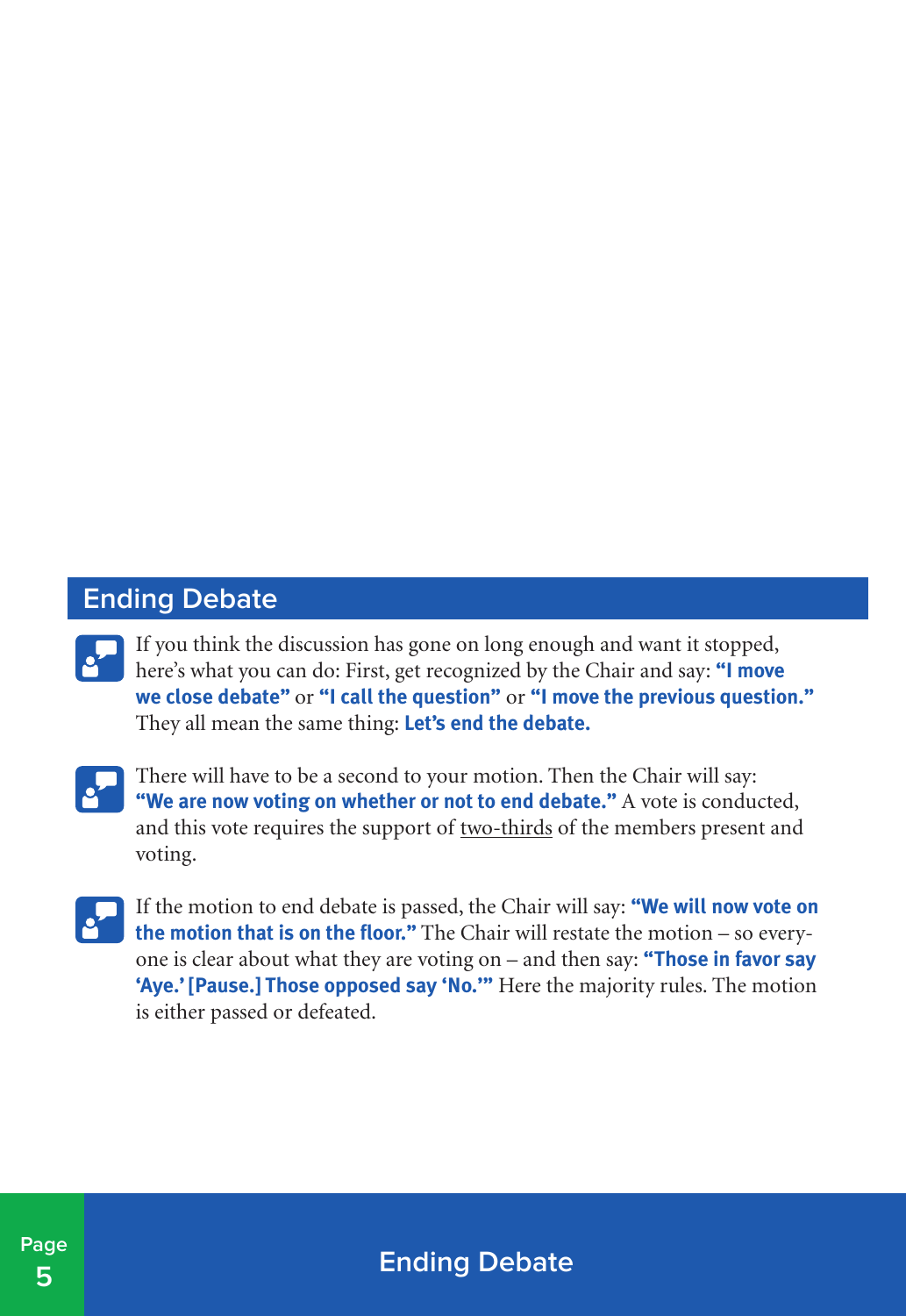## Ending Debate

If you think the discussion has gone on long enough and want it stopped, here's what you can do: First, get recognized by the Chair and say: **"I move we close debate"** or **"I call the question"** or **"I move the previous question."** They all mean the same thing: **Let's end the debate.**

There will have to be a second to your motion. Then the Chair will say: **"We are now voting on whether or not to end debate."** A vote is conducted, and this vote requires the support of two-thirds of the members present and voting.

If the motion to end debate is passed, the Chair will say: **"We will now vote on the motion that is on the floor."** The Chair will restate the motion – so everyone is clear about what they are voting on – and then say: **"Those in favor say 'Aye.' [Pause.] Those opposed say 'No.'"** Here the majority rules. The motion is either passed or defeated.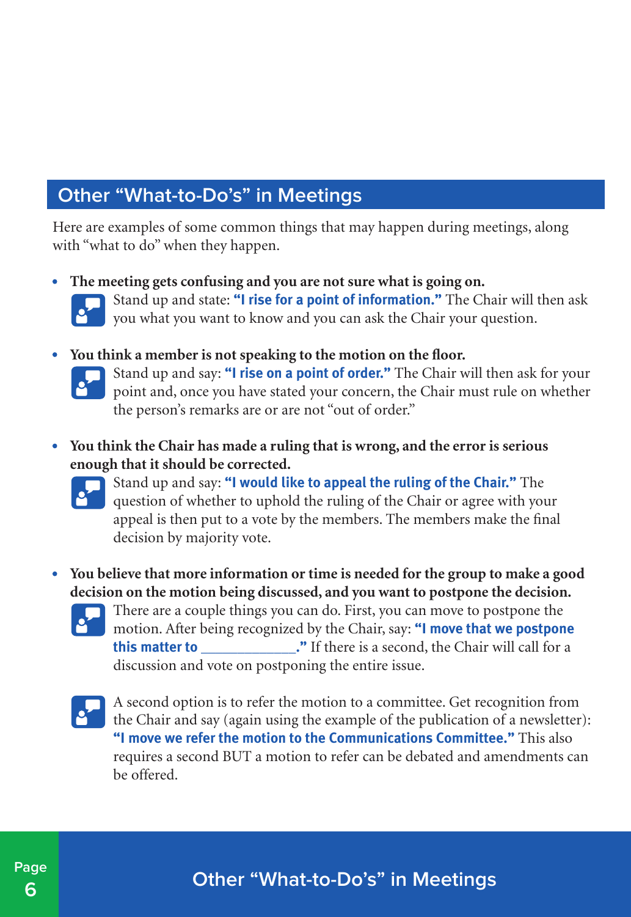## Other "What-to-Do's" in Meetings

Here are examples of some common things that may happen during meetings, along with "what to do" when they happen.

- **The meeting gets confusing and you are not sure what is going on.**
  Stand up and state: **"I rise for a point of information."** The Chair will then ask you what you want to know and you can ask the Chair your question.

- **You think a member is not speaking to the motion on the floor.**
  Stand up and say: **"I rise on a point of order."** The Chair will then ask for your point and, once you have stated your concern, the Chair must rule on whether the person's remarks are or are not "out of order."

- **You think the Chair has made a ruling that is wrong, and the error is serious enough that it should be corrected.**
  Stand up and say: **"I would like to appeal the ruling of the Chair."** The question of whether to uphold the ruling of the Chair or agree with your appeal is then put to a vote by the members. The members make the final decision by majority vote.

- **You believe that more information or time is needed for the group to make a good decision on the motion being discussed, and you want to postpone the decision.**
  There are a couple things you can do. First, you can move to postpone the motion. After being recognized by the Chair, say: **"I move that we postpone this matter to _____________."** If there is a second, the Chair will call for a discussion and vote on postponing the entire issue.

  A second option is to refer the motion to a committee. Get recognition from the Chair and say (again using the example of the publication of a newsletter): **"I move we refer the motion to the Communications Committee."** This also requires a second BUT a motion to refer can be debated and amendments can be offered.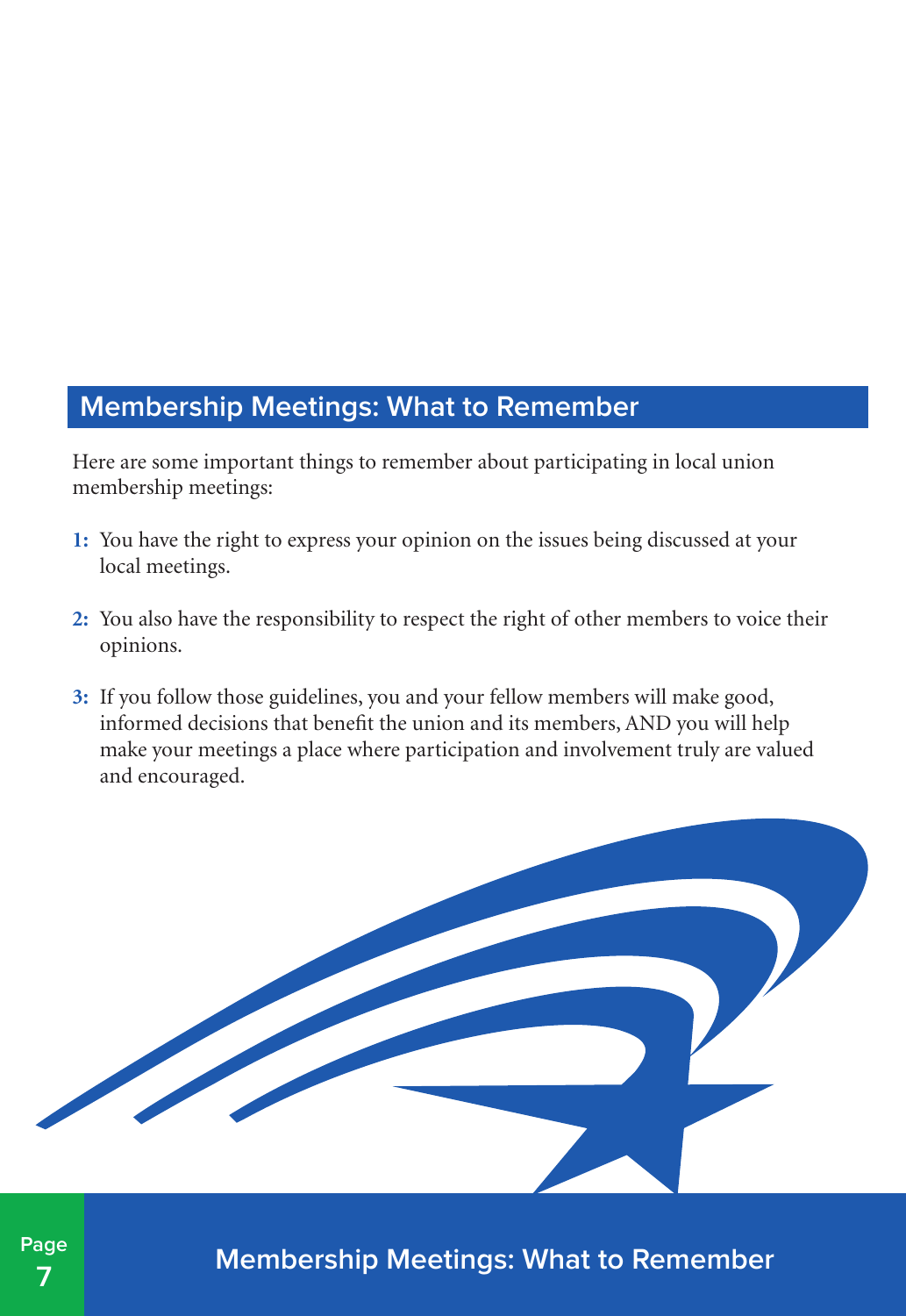## Membership Meetings: What to Remember

Here are some important things to remember about participating in local union membership meetings:

**1:** You have the right to express your opinion on the issues being discussed at your local meetings.

**2:** You also have the responsibility to respect the right of other members to voice their opinions.

**3:** If you follow those guidelines, you and your fellow members will make good, informed decisions that benefit the union and its members, AND you will help make your meetings a place where participation and involvement truly are valued and encouraged.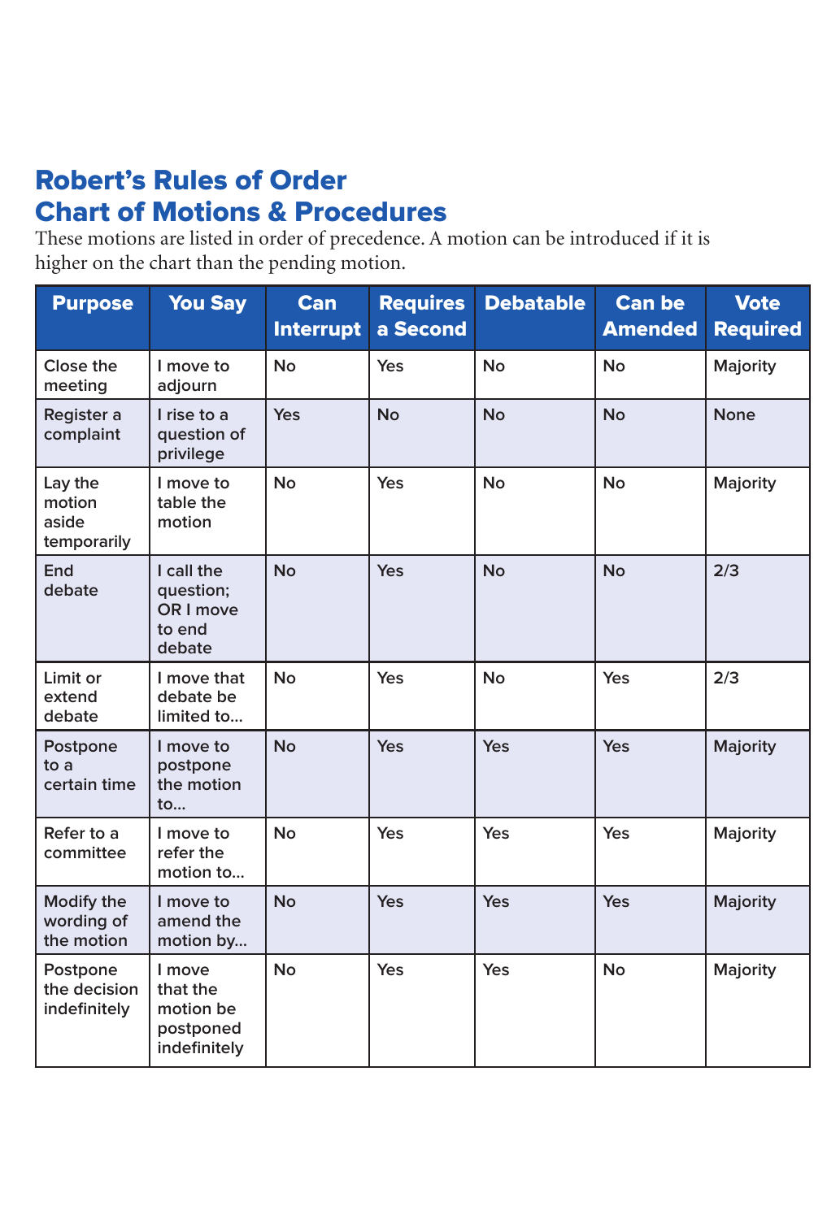# Robert's Rules of Order
# Chart of Motions & Procedures

These motions are listed in order of precedence. A motion can be introduced if it is higher on the chart than the pending motion.

| Purpose | You Say | Can Interrupt | Requires a Second | Debatable | Can be Amended | Vote Required |
|---|---|---|---|---|---|---|
| Close the meeting | I move to adjourn | No | Yes | No | No | Majority |
| Register a complaint | I rise to a question of privilege | Yes | No | No | No | None |
| Lay the motion aside temporarily | I move to table the motion | No | Yes | No | No | Majority |
| End debate | I call the question; OR I move to end debate | No | Yes | No | No | 2/3 |
| Limit or extend debate | I move that debate be limited to... | No | Yes | No | Yes | 2/3 |
| Postpone to a certain time | I move to postpone the motion to... | No | Yes | Yes | Yes | Majority |
| Refer to a committee | I move to refer the motion to... | No | Yes | Yes | Yes | Majority |
| Modify the wording of the motion | I move to amend the motion by... | No | Yes | Yes | Yes | Majority |
| Postpone the decision indefinitely | I move that the motion be postponed indefinitely | No | Yes | Yes | No | Majority |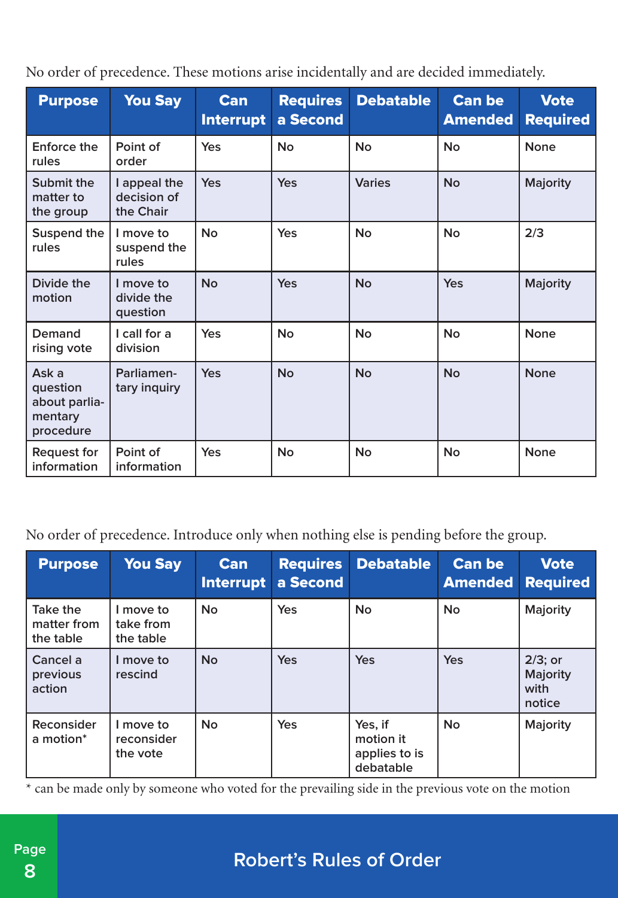No order of precedence. These motions arise incidentally and are decided immediately.

| Purpose | You Say | Can Interrupt | Requires a Second | Debatable | Can be Amended | Vote Required |
|---|---|---|---|---|---|---|
| Enforce the rules | Point of order | Yes | No | No | No | None |
| Submit the matter to the group | I appeal the decision of the Chair | Yes | Yes | Varies | No | Majority |
| Suspend the rules | I move to suspend the rules | No | Yes | No | No | 2/3 |
| Divide the motion | I move to divide the question | No | Yes | No | Yes | Majority |
| Demand rising vote | I call for a division | Yes | No | No | No | None |
| Ask a question about parliamentary procedure | Parliamentary inquiry | Yes | No | No | No | None |
| Request for information | Point of information | Yes | No | No | No | None |

No order of precedence. Introduce only when nothing else is pending before the group.

| Purpose | You Say | Can Interrupt | Requires a Second | Debatable | Can be Amended | Vote Required |
|---|---|---|---|---|---|---|
| Take the matter from the table | I move to take from the table | No | Yes | No | No | Majority |
| Cancel a previous action | I move to rescind | No | Yes | Yes | Yes | 2/3; or Majority with notice |
| Reconsider a motion* | I move to reconsider the vote | No | Yes | Yes, if motion it applies to is debatable | No | Majority |

* can be made only by someone who voted for the prevailing side in the previous vote on the motion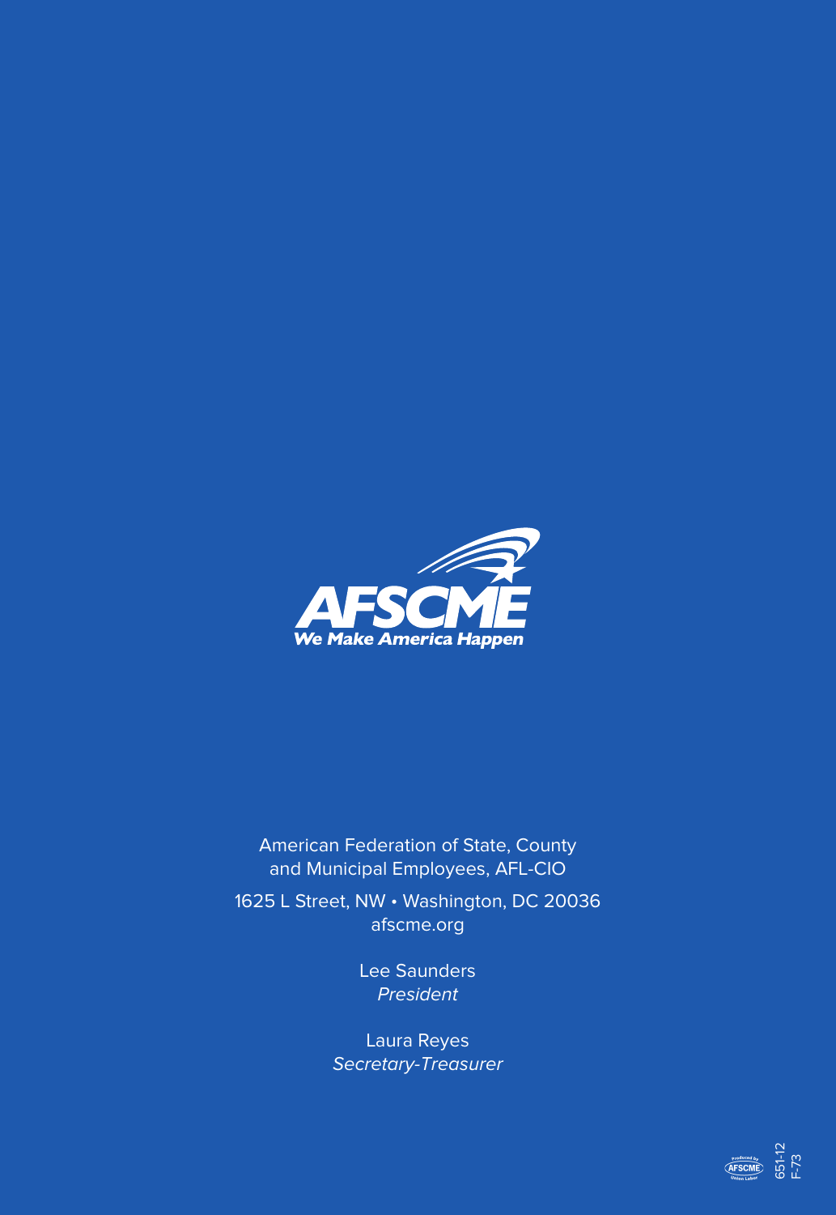AFSCME
We Make America Happen

American Federation of State, County
and Municipal Employees, AFL-CIO

1625 L Street, NW • Washington, DC 20036
afscme.org

Lee Saunders
*President*

Laura Reyes
*Secretary-Treasurer*

651-12
F-73